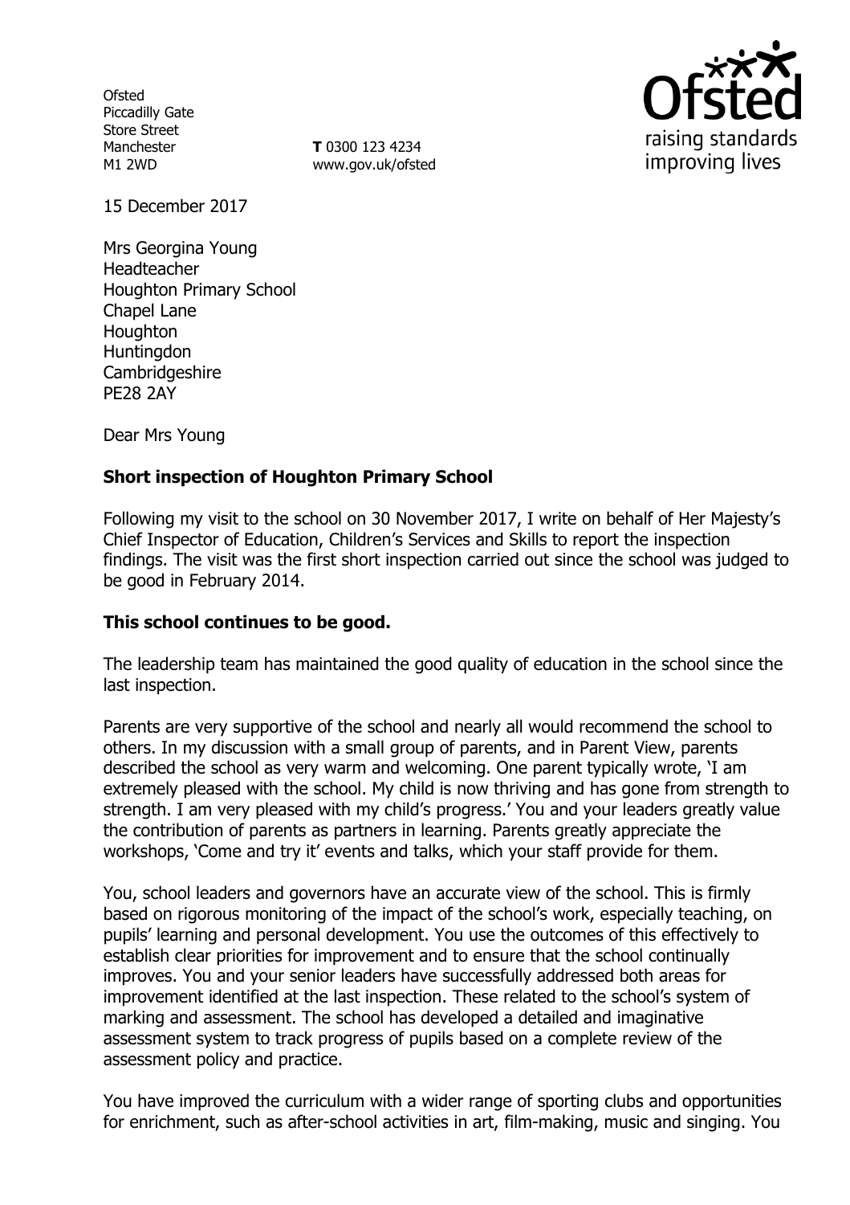Ofsted
Piccadilly Gate
Store Street
Manchester
M1 2WD

**T** 0300 123 4234
www.gov.uk/ofsted

raising standards
improving lives

15 December 2017

Mrs Georgina Young
Headteacher
Houghton Primary School
Chapel Lane
Houghton
Huntingdon
Cambridgeshire
PE28 2AY

Dear Mrs Young

**Short inspection of Houghton Primary School**

Following my visit to the school on 30 November 2017, I write on behalf of Her Majesty's Chief Inspector of Education, Children's Services and Skills to report the inspection findings. The visit was the first short inspection carried out since the school was judged to be good in February 2014.

**This school continues to be good.**

The leadership team has maintained the good quality of education in the school since the last inspection.

Parents are very supportive of the school and nearly all would recommend the school to others. In my discussion with a small group of parents, and in Parent View, parents described the school as very warm and welcoming. One parent typically wrote, 'I am extremely pleased with the school. My child is now thriving and has gone from strength to strength. I am very pleased with my child's progress.' You and your leaders greatly value the contribution of parents as partners in learning. Parents greatly appreciate the workshops, 'Come and try it' events and talks, which your staff provide for them.

You, school leaders and governors have an accurate view of the school. This is firmly based on rigorous monitoring of the impact of the school's work, especially teaching, on pupils' learning and personal development. You use the outcomes of this effectively to establish clear priorities for improvement and to ensure that the school continually improves. You and your senior leaders have successfully addressed both areas for improvement identified at the last inspection. These related to the school's system of marking and assessment. The school has developed a detailed and imaginative assessment system to track progress of pupils based on a complete review of the assessment policy and practice.

You have improved the curriculum with a wider range of sporting clubs and opportunities for enrichment, such as after-school activities in art, film-making, music and singing. You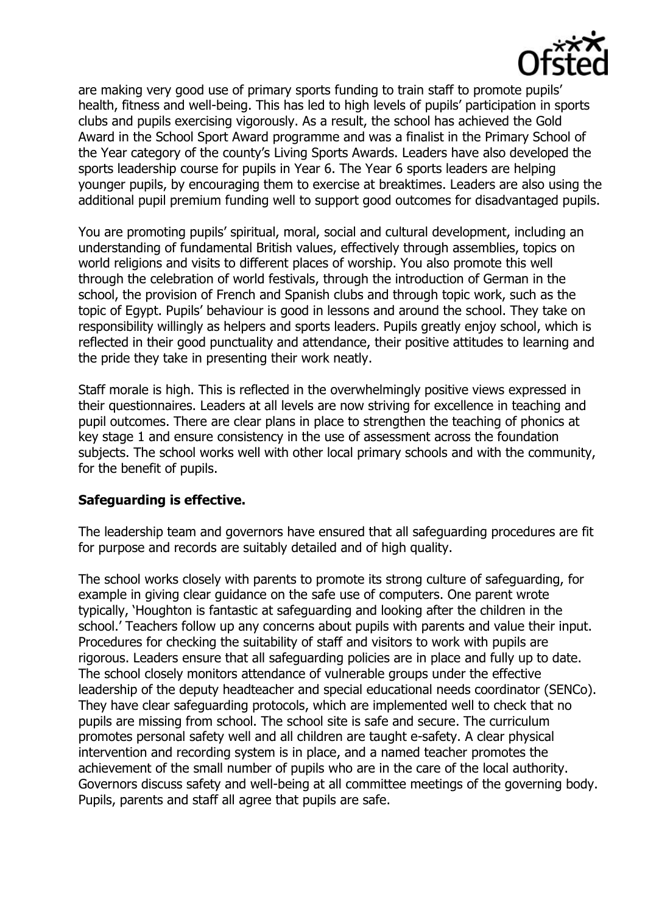are making very good use of primary sports funding to train staff to promote pupils' health, fitness and well-being. This has led to high levels of pupils' participation in sports clubs and pupils exercising vigorously. As a result, the school has achieved the Gold Award in the School Sport Award programme and was a finalist in the Primary School of the Year category of the county's Living Sports Awards. Leaders have also developed the sports leadership course for pupils in Year 6. The Year 6 sports leaders are helping younger pupils, by encouraging them to exercise at breaktimes. Leaders are also using the additional pupil premium funding well to support good outcomes for disadvantaged pupils.

You are promoting pupils' spiritual, moral, social and cultural development, including an understanding of fundamental British values, effectively through assemblies, topics on world religions and visits to different places of worship. You also promote this well through the celebration of world festivals, through the introduction of German in the school, the provision of French and Spanish clubs and through topic work, such as the topic of Egypt. Pupils' behaviour is good in lessons and around the school. They take on responsibility willingly as helpers and sports leaders. Pupils greatly enjoy school, which is reflected in their good punctuality and attendance, their positive attitudes to learning and the pride they take in presenting their work neatly.

Staff morale is high. This is reflected in the overwhelmingly positive views expressed in their questionnaires. Leaders at all levels are now striving for excellence in teaching and pupil outcomes. There are clear plans in place to strengthen the teaching of phonics at key stage 1 and ensure consistency in the use of assessment across the foundation subjects. The school works well with other local primary schools and with the community, for the benefit of pupils.

**Safeguarding is effective.**

The leadership team and governors have ensured that all safeguarding procedures are fit for purpose and records are suitably detailed and of high quality.

The school works closely with parents to promote its strong culture of safeguarding, for example in giving clear guidance on the safe use of computers. One parent wrote typically, 'Houghton is fantastic at safeguarding and looking after the children in the school.' Teachers follow up any concerns about pupils with parents and value their input. Procedures for checking the suitability of staff and visitors to work with pupils are rigorous. Leaders ensure that all safeguarding policies are in place and fully up to date. The school closely monitors attendance of vulnerable groups under the effective leadership of the deputy headteacher and special educational needs coordinator (SENCo). They have clear safeguarding protocols, which are implemented well to check that no pupils are missing from school. The school site is safe and secure. The curriculum promotes personal safety well and all children are taught e-safety. A clear physical intervention and recording system is in place, and a named teacher promotes the achievement of the small number of pupils who are in the care of the local authority. Governors discuss safety and well-being at all committee meetings of the governing body. Pupils, parents and staff all agree that pupils are safe.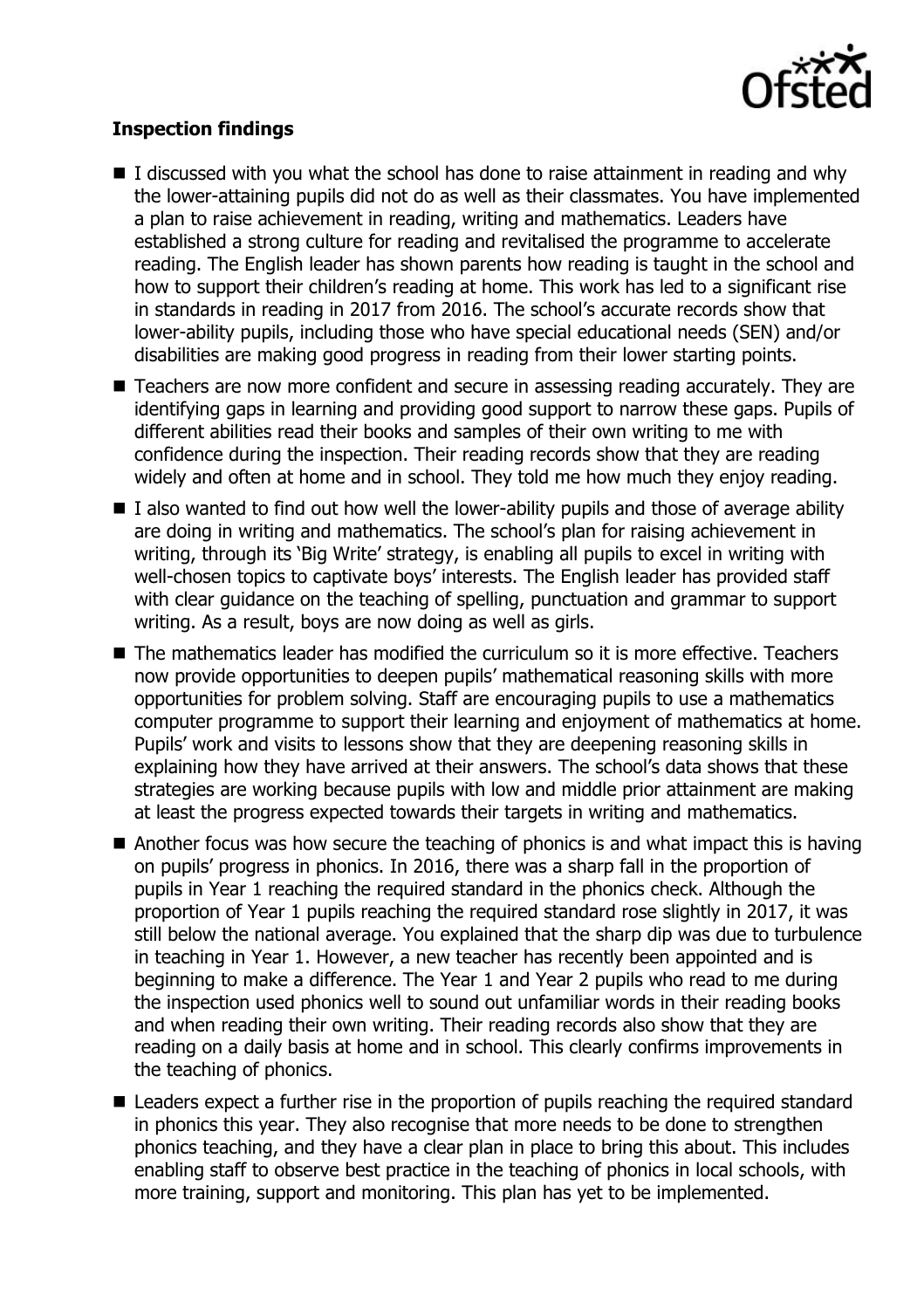**Inspection findings**

- I discussed with you what the school has done to raise attainment in reading and why the lower-attaining pupils did not do as well as their classmates. You have implemented a plan to raise achievement in reading, writing and mathematics. Leaders have established a strong culture for reading and revitalised the programme to accelerate reading. The English leader has shown parents how reading is taught in the school and how to support their children's reading at home. This work has led to a significant rise in standards in reading in 2017 from 2016. The school's accurate records show that lower-ability pupils, including those who have special educational needs (SEN) and/or disabilities are making good progress in reading from their lower starting points.
- Teachers are now more confident and secure in assessing reading accurately. They are identifying gaps in learning and providing good support to narrow these gaps. Pupils of different abilities read their books and samples of their own writing to me with confidence during the inspection. Their reading records show that they are reading widely and often at home and in school. They told me how much they enjoy reading.
- I also wanted to find out how well the lower-ability pupils and those of average ability are doing in writing and mathematics. The school's plan for raising achievement in writing, through its 'Big Write' strategy, is enabling all pupils to excel in writing with well-chosen topics to captivate boys' interests. The English leader has provided staff with clear guidance on the teaching of spelling, punctuation and grammar to support writing. As a result, boys are now doing as well as girls.
- The mathematics leader has modified the curriculum so it is more effective. Teachers now provide opportunities to deepen pupils' mathematical reasoning skills with more opportunities for problem solving. Staff are encouraging pupils to use a mathematics computer programme to support their learning and enjoyment of mathematics at home. Pupils' work and visits to lessons show that they are deepening reasoning skills in explaining how they have arrived at their answers. The school's data shows that these strategies are working because pupils with low and middle prior attainment are making at least the progress expected towards their targets in writing and mathematics.
- Another focus was how secure the teaching of phonics is and what impact this is having on pupils' progress in phonics. In 2016, there was a sharp fall in the proportion of pupils in Year 1 reaching the required standard in the phonics check. Although the proportion of Year 1 pupils reaching the required standard rose slightly in 2017, it was still below the national average. You explained that the sharp dip was due to turbulence in teaching in Year 1. However, a new teacher has recently been appointed and is beginning to make a difference. The Year 1 and Year 2 pupils who read to me during the inspection used phonics well to sound out unfamiliar words in their reading books and when reading their own writing. Their reading records also show that they are reading on a daily basis at home and in school. This clearly confirms improvements in the teaching of phonics.
- Leaders expect a further rise in the proportion of pupils reaching the required standard in phonics this year. They also recognise that more needs to be done to strengthen phonics teaching, and they have a clear plan in place to bring this about. This includes enabling staff to observe best practice in the teaching of phonics in local schools, with more training, support and monitoring. This plan has yet to be implemented.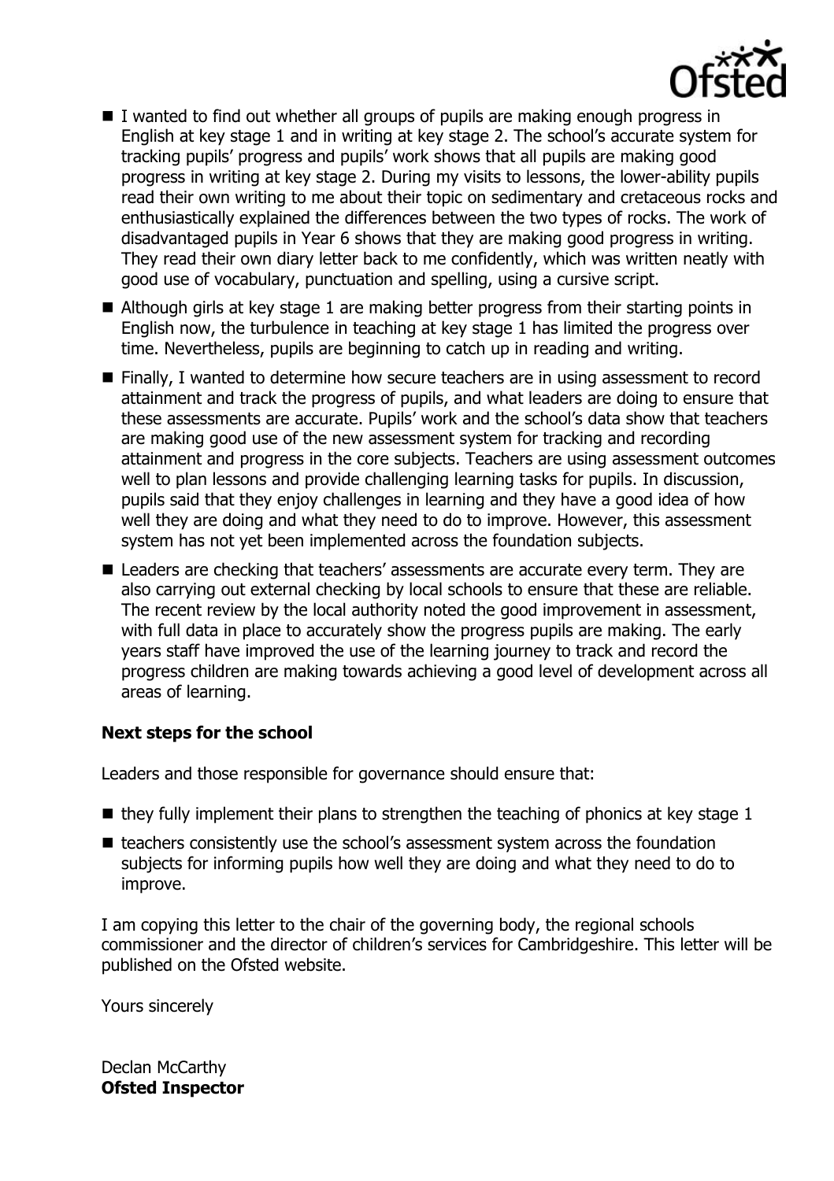- I wanted to find out whether all groups of pupils are making enough progress in English at key stage 1 and in writing at key stage 2. The school's accurate system for tracking pupils' progress and pupils' work shows that all pupils are making good progress in writing at key stage 2. During my visits to lessons, the lower-ability pupils read their own writing to me about their topic on sedimentary and cretaceous rocks and enthusiastically explained the differences between the two types of rocks. The work of disadvantaged pupils in Year 6 shows that they are making good progress in writing. They read their own diary letter back to me confidently, which was written neatly with good use of vocabulary, punctuation and spelling, using a cursive script.
- Although girls at key stage 1 are making better progress from their starting points in English now, the turbulence in teaching at key stage 1 has limited the progress over time. Nevertheless, pupils are beginning to catch up in reading and writing.
- Finally, I wanted to determine how secure teachers are in using assessment to record attainment and track the progress of pupils, and what leaders are doing to ensure that these assessments are accurate. Pupils' work and the school's data show that teachers are making good use of the new assessment system for tracking and recording attainment and progress in the core subjects. Teachers are using assessment outcomes well to plan lessons and provide challenging learning tasks for pupils. In discussion, pupils said that they enjoy challenges in learning and they have a good idea of how well they are doing and what they need to do to improve. However, this assessment system has not yet been implemented across the foundation subjects.
- Leaders are checking that teachers' assessments are accurate every term. They are also carrying out external checking by local schools to ensure that these are reliable. The recent review by the local authority noted the good improvement in assessment, with full data in place to accurately show the progress pupils are making. The early years staff have improved the use of the learning journey to track and record the progress children are making towards achieving a good level of development across all areas of learning.

**Next steps for the school**

Leaders and those responsible for governance should ensure that:

- they fully implement their plans to strengthen the teaching of phonics at key stage 1
- teachers consistently use the school's assessment system across the foundation subjects for informing pupils how well they are doing and what they need to do to improve.

I am copying this letter to the chair of the governing body, the regional schools commissioner and the director of children's services for Cambridgeshire. This letter will be published on the Ofsted website.

Yours sincerely

Declan McCarthy
**Ofsted Inspector**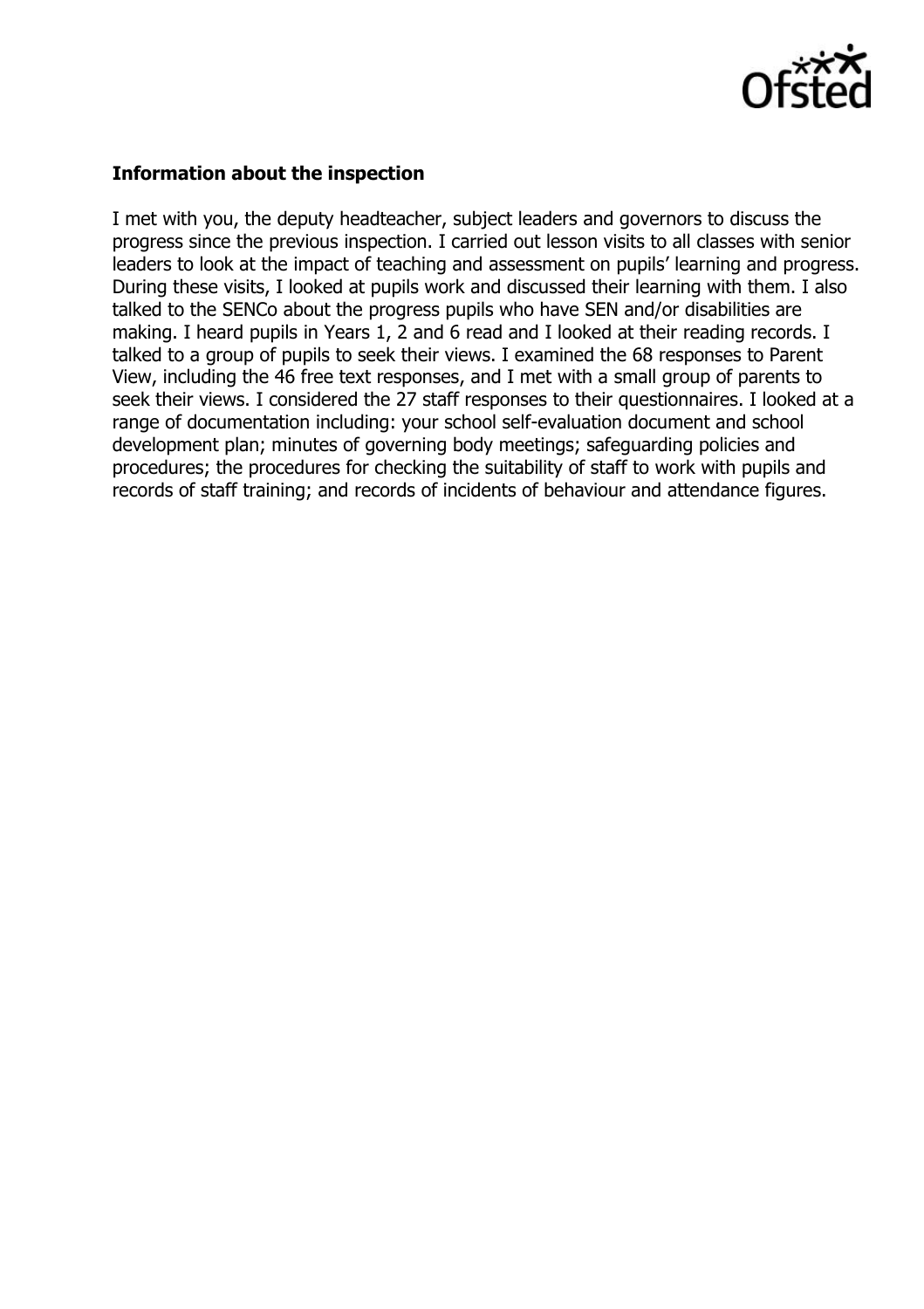**Information about the inspection**

I met with you, the deputy headteacher, subject leaders and governors to discuss the progress since the previous inspection. I carried out lesson visits to all classes with senior leaders to look at the impact of teaching and assessment on pupils' learning and progress. During these visits, I looked at pupils work and discussed their learning with them. I also talked to the SENCo about the progress pupils who have SEN and/or disabilities are making. I heard pupils in Years 1, 2 and 6 read and I looked at their reading records. I talked to a group of pupils to seek their views. I examined the 68 responses to Parent View, including the 46 free text responses, and I met with a small group of parents to seek their views. I considered the 27 staff responses to their questionnaires. I looked at a range of documentation including: your school self-evaluation document and school development plan; minutes of governing body meetings; safeguarding policies and procedures; the procedures for checking the suitability of staff to work with pupils and records of staff training; and records of incidents of behaviour and attendance figures.